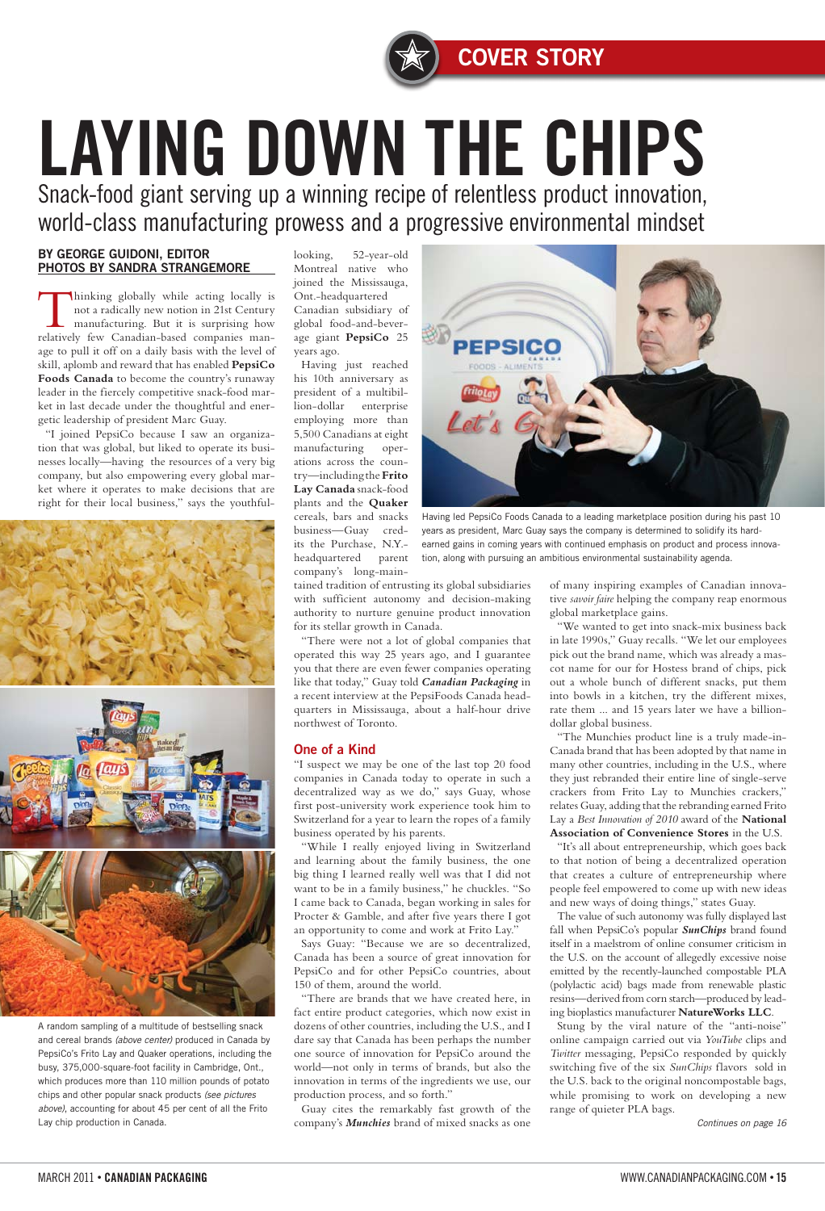# LAYING DOWN THE CHIPS

## Snack-food giant serving up a winning recipe of relentless product innovation, world-class manufacturing prowess and a progressive environmental mindset

**BY GEORGE GUIDONI, EDITOR**
**PHOTOS BY SANDRA STRANGEMORE**

Thinking globally while acting locally is not a radically new notion in 21st Century manufacturing. But it is surprising how relatively few Canadian-based companies manage to pull it off on a daily basis with the level of skill, aplomb and reward that has enabled **PepsiCo Foods Canada** to become the country's runaway leader in the fiercely competitive snack-food market in last decade under the thoughtful and energetic leadership of president Marc Guay.

"I joined PepsiCo because I saw an organization that was global, but liked to operate its businesses locally—having the resources of a very big company, but also empowering every global market where it operates to make decisions that are right for their local business," says the youthful-looking, 52-year-old Montreal native who joined the Mississauga, Ont.-headquartered Canadian subsidiary of global food-and-beverage giant **PepsiCo** 25 years ago.

Having just reached his 10th anniversary as president of a multibillion-dollar enterprise employing more than 5,500 Canadians at eight manufacturing operations across the country—including the **Frito Lay Canada** snack-food plants and the **Quaker** cereals, bars and snacks business—Guay credits the Purchase, N.Y.-headquartered parent company's long-maintained tradition of entrusting its global subsidiaries with sufficient autonomy and decision-making authority to nurture genuine product innovation for its stellar growth in Canada.

"There were not a lot of global companies that operated this way 25 years ago, and I guarantee you that there are even fewer companies operating like that today," Guay told ***Canadian Packaging*** in a recent interview at the PepsiFoods Canada headquarters in Mississauga, about a half-hour drive northwest of Toronto.

Having led PepsiCo Foods Canada to a leading marketplace position during his past 10 years as president, Marc Guay says the company is determined to solidify its hard-earned gains in coming years with continued emphasis on product and process innovation, along with pursuing an ambitious environmental sustainability agenda.

A random sampling of a multitude of bestselling snack and cereal brands *(above center)* produced in Canada by PepsiCo's Frito Lay and Quaker operations, including the busy, 375,000-square-foot facility in Cambridge, Ont., which produces more than 110 million pounds of potato chips and other popular snack products *(see pictures above)*, accounting for about 45 per cent of all the Frito Lay chip production in Canada.

### One of a Kind

"I suspect we may be one of the last top 20 food companies in Canada today to operate in such a decentralized way as we do," says Guay, whose first post-university work experience took him to Switzerland for a year to learn the ropes of a family business operated by his parents.

"While I really enjoyed living in Switzerland and learning about the family business, the one big thing I learned really well was that I did not want to be in a family business," he chuckles. "So I came back to Canada, began working in sales for Procter & Gamble, and after five years there I got an opportunity to come and work at Frito Lay."

Says Guay: "Because we are so decentralized, Canada has been a source of great innovation for PepsiCo and for other PepsiCo countries, about 150 of them, around the world.

"There are brands that we have created here, in fact entire product categories, which now exist in dozens of other countries, including the U.S., and I dare say that Canada has been perhaps the number one source of innovation for PepsiCo around the world—not only in terms of brands, but also the innovation in terms of the ingredients we use, our production process, and so forth."

Guay cites the remarkably fast growth of the company's ***Munchies*** brand of mixed snacks as one of many inspiring examples of Canadian innovative *savoir faire* helping the company reap enormous global marketplace gains.

"We wanted to get into snack-mix business back in late 1990s," Guay recalls. "We let our employees pick out the brand name, which was already a mascot name for our for Hostess brand of chips, pick out a whole bunch of different snacks, put them into bowls in a kitchen, try the different mixes, rate them ... and 15 years later we have a billion-dollar global business.

"The Munchies product line is a truly made-in-Canada brand that has been adopted by that name in many other countries, including in the U.S., where they just rebranded their entire line of single-serve crackers from Frito Lay to Munchies crackers," relates Guay, adding that the rebranding earned Frito Lay a *Best Innovation of 2010* award of the **National Association of Convenience Stores** in the U.S.

"It's all about entrepreneurship, which goes back to that notion of being a decentralized operation that creates a culture of entrepreneurship where people feel empowered to come up with new ideas and new ways of doing things," states Guay.

The value of such autonomy was fully displayed last fall when PepsiCo's popular ***SunChips*** brand found itself in a maelstrom of online consumer criticism in the U.S. on the account of allegedly excessive noise emitted by the recently-launched compostable PLA (polylactic acid) bags made from renewable plastic resins—derived from corn starch—produced by leading bioplastics manufacturer **NatureWorks LLC**.

Stung by the viral nature of the "anti-noise" online campaign carried out via *YouTube* clips and *Twitter* messaging, PepsiCo responded by quickly switching five of the six *SunChips* flavors sold in the U.S. back to the original noncompostable bags, while promising to work on developing a new range of quieter PLA bags.

*Continues on page 16*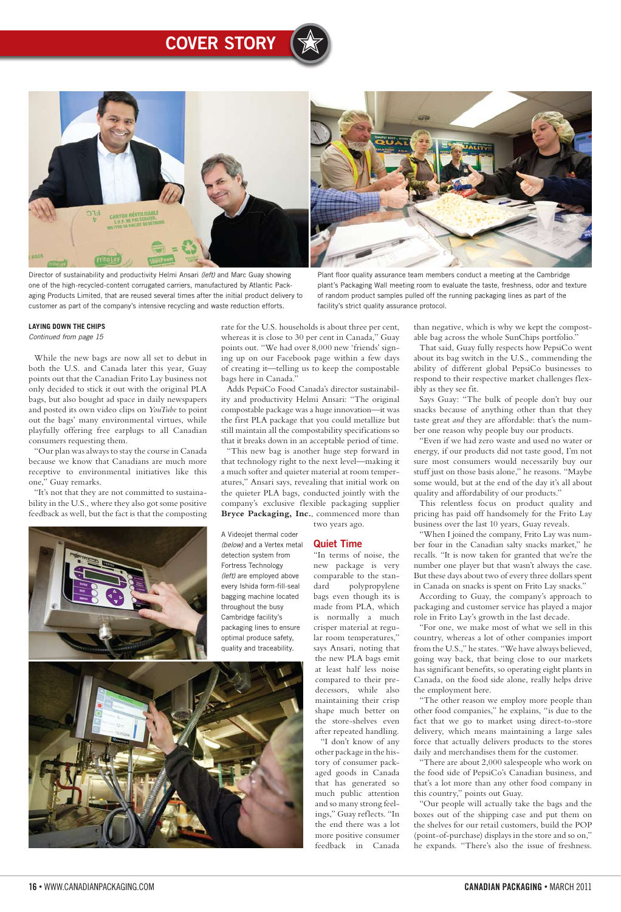Director of sustainability and productivity Helmi Ansari *(left)* and Marc Guay showing one of the high-recycled-content corrugated carriers, manufactured by Atlantic Packaging Products Limited, that are reused several times after the initial product delivery to customer as part of the company's intensive recycling and waste reduction efforts.

Plant floor quality assurance team members conduct a meeting at the Cambridge plant's Packaging Wall meeting room to evaluate the taste, freshness, odor and texture of random product samples pulled off the running packaging lines as part of the facility's strict quality assurance protocol.

**LAYING DOWN THE CHIPS**
*Continued from page 15*

While the new bags are now all set to debut in both the U.S. and Canada later this year, Guay points out that the Canadian Frito Lay business not only decided to stick it out with the original PLA bags, but also bought ad space in daily newspapers and posted its own video clips on *YouTube* to point out the bags' many environmental virtues, while playfully offering free earplugs to all Canadian consumers requesting them.

"Our plan was always to stay the course in Canada because we know that Canadians are much more receptive to environmental initiatives like this one," Guay remarks.

"It's not that they are not committed to sustainability in the U.S., where they also got some positive feedback as well, but the fact is that the composting rate for the U.S. households is about three per cent, whereas it is close to 30 per cent in Canada," Guay points out. "We had over 8,000 new 'friends' signing up on our Facebook page within a few days of creating it—telling us to keep the compostable bags here in Canada."

Adds PepsiCo Food Canada's director sustainability and productivity Helmi Ansari: "The original compostable package was a huge innovation—it was the first PLA package that you could metallize but still maintain all the compostability specifications so that it breaks down in an acceptable period of time.

"This new bag is another huge step forward in that technology right to the next level—making it a much softer and quieter material at room temperatures," Ansari says, revealing that initial work on the quieter PLA bags, conducted jointly with the company's exclusive flexible packaging supplier **Bryce Packaging, Inc.**, commenced more than two years ago.

A Videojet thermal coder *(below)* and a Vertex metal detection system from Fortress Technology *(left)* are employed above every Ishida form-fill-seal bagging machine located throughout the busy Cambridge facility's packaging lines to ensure optimal produce safety, quality and traceability.

## Quiet Time

"In terms of noise, the new package is very comparable to the standard polypropylene bags even though its is made from PLA, which is normally a much crisper material at regular room temperatures," says Ansari, noting that the new PLA bags emit at least half less noise compared to their predecessors, while also maintaining their crisp shape much better on the store-shelves even after repeated handling.

"I don't know of any other package in the history of consumer packaged goods in Canada that has generated so much public attention and so many strong feelings," Guay reflects. "In the end there was a lot more positive consumer feedback in Canada than negative, which is why we kept the compostable bag across the whole SunChips portfolio."

That said, Guay fully respects how PepsiCo went about its bag switch in the U.S., commending the ability of different global PepsiCo businesses to respond to their respective market challenges flexibly as they see fit.

Says Guay: "The bulk of people don't buy our snacks because of anything other than that they taste great *and* they are affordable: that's the number one reason why people buy our products.

"Even if we had zero waste and used no water or energy, if our products did not taste good, I'm not sure most consumers would necessarily buy our stuff just on those basis alone," he reasons. "Maybe some would, but at the end of the day it's all about quality and affordability of our products."

This relentless focus on product quality and pricing has paid off handsomely for the Frito Lay business over the last 10 years, Guay reveals.

"When I joined the company, Frito Lay was number four in the Canadian salty snacks market," he recalls. "It is now taken for granted that we're the number one player but that wasn't always the case. But these days about two of every three dollars spent in Canada on snacks is spent on Frito Lay snacks."

According to Guay, the company's approach to packaging and customer service has played a major role in Frito Lay's growth in the last decade.

"For one, we make most of what we sell in this country, whereas a lot of other companies import from the U.S.," he states. "We have always believed, going way back, that being close to our markets has significant benefits, so operating eight plants in Canada, on the food side alone, really helps drive the employment here.

"The other reason we employ more people than other food companies," he explains, "is due to the fact that we go to market using direct-to-store delivery, which means maintaining a large sales force that actually delivers products to the stores daily and merchandises them for the customer.

"There are about 2,000 salespeople who work on the food side of PepsiCo's Canadian business, and that's a lot more than any other food company in this country," points out Guay.

"Our people will actually take the bags and the boxes out of the shipping case and put them on the shelves for our retail customers, build the POP (point-of-purchase) displays in the store and so on," he expands. "There's also the issue of freshness.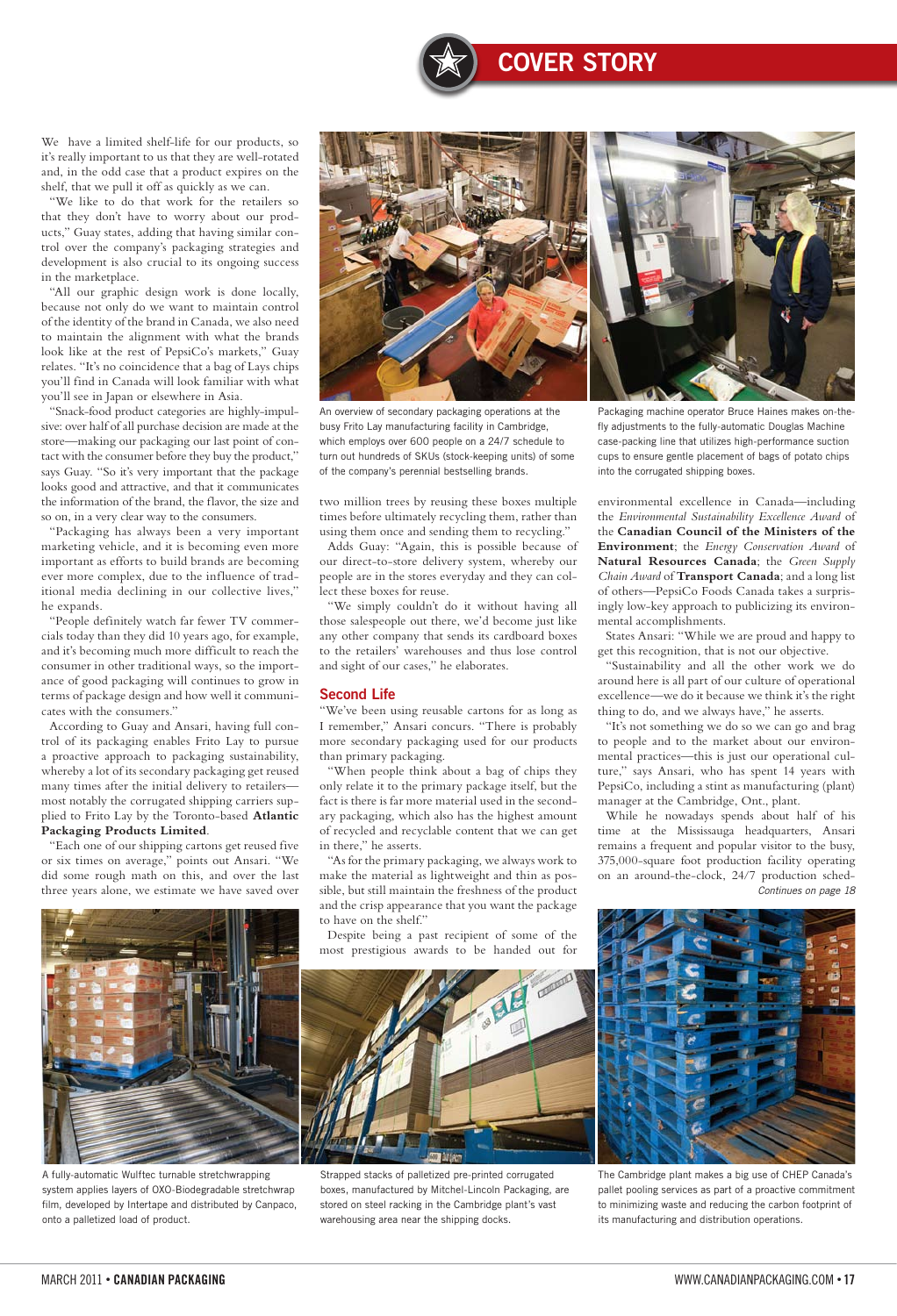We have a limited shelf-life for our products, so it's really important to us that they are well-rotated and, in the odd case that a product expires on the shelf, that we pull it off as quickly as we can.

"We like to do that work for the retailers so that they don't have to worry about our products," Guay states, adding that having similar control over the company's packaging strategies and development is also crucial to its ongoing success in the marketplace.

"All our graphic design work is done locally, because not only do we want to maintain control of the identity of the brand in Canada, we also need to maintain the alignment with what the brands look like at the rest of PepsiCo's markets," Guay relates. "It's no coincidence that a bag of Lays chips you'll find in Canada will look familiar with what you'll see in Japan or elsewhere in Asia.

"Snack-food product categories are highly-impulsive: over half of all purchase decision are made at the store—making our packaging our last point of contact with the consumer before they buy the product," says Guay. "So it's very important that the package looks good and attractive, and that it communicates the information of the brand, the flavor, the size and so on, in a very clear way to the consumers.

"Packaging has always been a very important marketing vehicle, and it is becoming even more important as efforts to build brands are becoming ever more complex, due to the influence of traditional media declining in our collective lives," he expands.

"People definitely watch far fewer TV commercials today than they did 10 years ago, for example, and it's becoming much more difficult to reach the consumer in other traditional ways, so the importance of good packaging will continues to grow in terms of package design and how well it communicates with the consumers."

According to Guay and Ansari, having full control of its packaging enables Frito Lay to pursue a proactive approach to packaging sustainability, whereby a lot of its secondary packaging get reused many times after the initial delivery to retailers—most notably the corrugated shipping carriers supplied to Frito Lay by the Toronto-based **Atlantic Packaging Products Limited**.

"Each one of our shipping cartons get reused five or six times on average," points out Ansari. "We did some rough math on this, and over the last three years alone, we estimate we have saved over two million trees by reusing these boxes multiple times before ultimately recycling them, rather than using them once and sending them to recycling."

Adds Guay: "Again, this is possible because of our direct-to-store delivery system, whereby our people are in the stores everyday and they can collect these boxes for reuse.

"We simply couldn't do it without having all those salespeople out there, we'd become just like any other company that sends its cardboard boxes to the retailers' warehouses and thus lose control and sight of our cases," he elaborates.

## Second Life

"We've been using reusable cartons for as long as I remember," Ansari concurs. "There is probably more secondary packaging used for our products than primary packaging.

"When people think about a bag of chips they only relate it to the primary package itself, but the fact is there is far more material used in the secondary packaging, which also has the highest amount of recycled and recyclable content that we can get in there," he asserts.

"As for the primary packaging, we always work to make the material as lightweight and thin as possible, but still maintain the freshness of the product and the crisp appearance that you want the package to have on the shelf."

Despite being a past recipient of some of the most prestigious awards to be handed out for environmental excellence in Canada—including the *Environmental Sustainability Excellence Award* of the **Canadian Council of the Ministers of the Environment**; the *Energy Conservation Award* of **Natural Resources Canada**; the *Green Supply Chain Award* of **Transport Canada**; and a long list of others—PepsiCo Foods Canada takes a surprisingly low-key approach to publicizing its environmental accomplishments.

States Ansari: "While we are proud and happy to get this recognition, that is not our objective.

"Sustainability and all the other work we do around here is all part of our culture of operational excellence—we do it because we think it's the right thing to do, and we always have," he asserts.

"It's not something we do so we can go and brag to people and to the market about our environmental practices—this is just our operational culture," says Ansari, who has spent 14 years with PepsiCo, including a stint as manufacturing (plant) manager at the Cambridge, Ont., plant.

While he nowadays spends about half of his time at the Mississauga headquarters, Ansari remains a frequent and popular visitor to the busy, 375,000-square foot production facility operating on an around-the-clock, 24/7 production sched-

*Continues on page 18*

An overview of secondary packaging operations at the busy Frito Lay manufacturing facility in Cambridge, which employs over 600 people on a 24/7 schedule to turn out hundreds of SKUs (stock-keeping units) of some of the company's perennial bestselling brands.

Packaging machine operator Bruce Haines makes on-the-fly adjustments to the fully-automatic Douglas Machine case-packing line that utilizes high-performance suction cups to ensure gentle placement of bags of potato chips into the corrugated shipping boxes.

A fully-automatic Wulftec turnable stretchwrapping system applies layers of OXO-Biodegradable stretchwrap film, developed by Intertape and distributed by Canpaco, onto a palletized load of product.

Strapped stacks of palletized pre-printed corrugated boxes, manufactured by Mitchel-Lincoln Packaging, are stored on steel racking in the Cambridge plant's vast warehousing area near the shipping docks.

The Cambridge plant makes a big use of CHEP Canada's pallet pooling services as part of a proactive commitment to minimizing waste and reducing the carbon footprint of its manufacturing and distribution operations.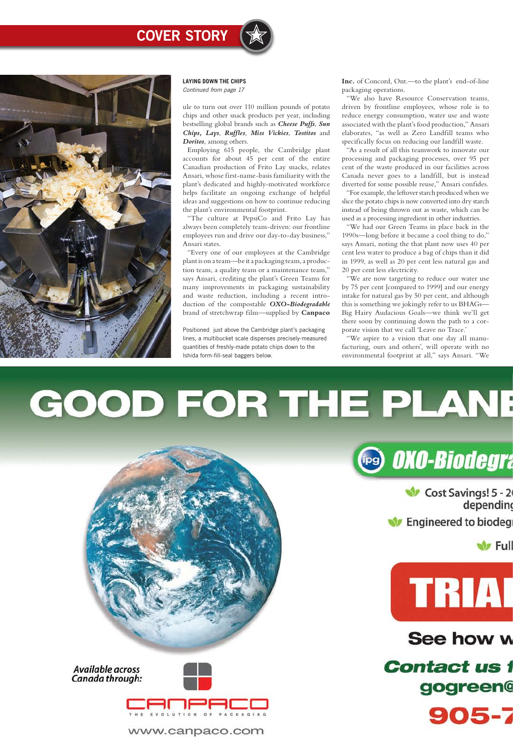**LAYING DOWN THE CHIPS**
*Continued from page 17*

ule to turn out over 110 million pounds of potato chips and other snack products per year, including bestselling global brands such as ***Cheese Puffs***, ***Sun Chips, Lays***, ***Ruffles***, ***Miss Vickies***, ***Tostitos*** and ***Doritos***, among others.

Employing 615 people, the Cambridge plant accounts for about 45 per cent of the entire Canadian production of Frito Lay snacks, relates Ansari, whose first-name-basis familiarity with the plant's dedicated and highly-motivated workforce helps facilitate an ongoing exchange of helpful ideas and suggestions on how to continue reducing the plant's environmental footprint.

"The culture at PepsiCo and Frito Lay has always been completely team-driven: our frontline employees run and drive our day-to-day business," Ansari states.

"Every one of our employees at the Cambridge plant is on a team—be it a packaging team, a production team, a quality team or a maintenance team," says Ansari, crediting the plant's Green Teams for many improvements in packaging sustainability and waste reduction, including a recent introduction of the compostable ***OXO-Biodegradable*** brand of stretchwrap film—supplied by **Canpaco Inc.** of Concord, Ont.—to the plant's end-of-line packaging operations.

Positioned just above the Cambridge plant's packaging lines, a multibucket scale dispenses precisely-measured quantities of freshly-made potato chips down to the Ishida form-fill-seal baggers below.

"We also have Resource Conservation teams, driven by frontline employees, whose role is to reduce energy consumption, water use and waste associated with the plant's food production," Ansari elaborates, "as well as Zero Landfill teams who specifically focus on reducing our landfill waste.

"As a result of all this teamwork to innovate our processing and packaging processes, over 95 per cent of the waste produced in our facilities across Canada never goes to a landfill, but is instead diverted for some possible reuse," Ansari confides.

"For example, the leftover starch produced when we slice the potato chips is now converted into dry starch instead of being thrown out as waste, which can be used as a processing ingredient in other industries.

"We had our Green Teams in place back in the 1990s—long before it became a cool thing to do," says Ansari, noting the that plant now uses 40 per cent less water to produce a bag of chips than it did in 1999, as well as 20 per cent less natural gas and 20 per cent less electricity.

"We are now targeting to reduce our water use by 75 per cent [compared to 1999] and our energy intake for natural gas by 50 per cent, and although this is something we jokingly refer to us BHAGs—Big Hairy Audacious Goals—we think we'll get there soon by continuing down the path to a corporate vision that we call 'Leave no Trace.'

"We aspire to a vision that one day all manufacturing, ours and others', will operate with no environmental footprint at all," says Ansari. "We

GOOD FOR THE PLANE

OXO-Biodegra

Cost Savings! 5 - 2 depending

Engineered to biodeg

Full

TRIAL

See how w

Contact us f gogreen@

905-7

Available across Canada through:

CANPACO THE EVOLUTION OF PACKAGING

www.canpaco.com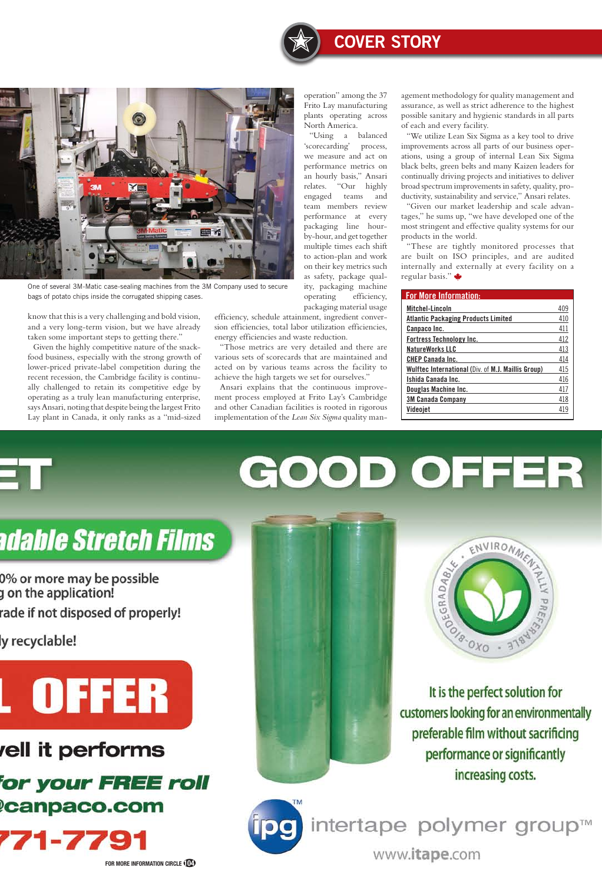One of several 3M-Matic case-sealing machines from the 3M Company used to secure bags of potato chips inside the corrugated shipping cases.

know that this is a very challenging and bold vision, and a very long-term vision, but we have already taken some important steps to getting there."

Given the highly competitive nature of the snack-food business, especially with the strong growth of lower-priced private-label competition during the recent recession, the Cambridge facility is continually challenged to retain its competitive edge by operating as a truly lean manufacturing enterprise, says Ansari, noting that despite being the largest Frito Lay plant in Canada, it only ranks as a "mid-sized operation" among the 37 Frito Lay manufacturing plants operating across North America.

"Using a balanced 'scorecarding' process, we measure and act on performance metrics on an hourly basis," Ansari relates. "Our highly engaged teams and team members review performance at every packaging line hour-by-hour, and get together multiple times each shift to action-plan and work on their key metrics such as safety, package quality, packaging machine operating efficiency, packaging material usage efficiency, schedule attainment, ingredient conversion efficiencies, total labor utilization efficiencies, energy efficiencies and waste reduction.

"Those metrics are very detailed and there are various sets of scorecards that are maintained and acted on by various teams across the facility to achieve the high targets we set for ourselves."

Ansari explains that the continuous improvement process employed at Frito Lay's Cambridge and other Canadian facilities is rooted in rigorous implementation of the *Lean Six Sigma* quality management methodology for quality management and assurance, as well as strict adherence to the highest possible sanitary and hygienic standards in all parts of each and every facility.

"We utilize Lean Six Sigma as a key tool to drive improvements across all parts of our business operations, using a group of internal Lean Six Sigma black belts, green belts and many Kaizen leaders for continually driving projects and initiatives to deliver broad spectrum improvements in safety, quality, productivity, sustainability and service," Ansari relates.

"Given our market leadership and scale advantages," he sums up, "we have developed one of the most stringent and effective quality systems for our products in the world.

"These are tightly monitored processes that are built on ISO principles, and are audited internally and externally at every facility on a regular basis."

| For More Information: | |
|---|---|
| **Mitchel-Lincoln** | 409 |
| **Atlantic Packaging Products Limited** | 410 |
| **Canpaco Inc.** | 411 |
| **Fortress Technology Inc.** | 412 |
| **NatureWorks LLC** | 413 |
| **CHEP Canada Inc.** | 414 |
| **Wulftec International** (Div. of **M.J. Maillis Group**) | 415 |
| **Ishida Canada Inc.** | 416 |
| **Douglas Machine Inc.** | 417 |
| **3M Canada Company** | 418 |
| **Videojet** | 419 |

ET GOOD OFFER

adable Stretch Films

0% or more may be possible
g on the application!

rade if not disposed of properly!

ly recyclable!

L OFFER

vell it performs

for your FREE roll
@canpaco.com

771-7791

It is the perfect solution for customers looking for an environmentally preferable film without sacrificing performance or significantly increasing costs.

ENVIRONMENTALLY PREFERABLE • OXO-BIODEGRADABLE

intertape polymer group™

www.itape.com

FOR MORE INFORMATION CIRCLE 104